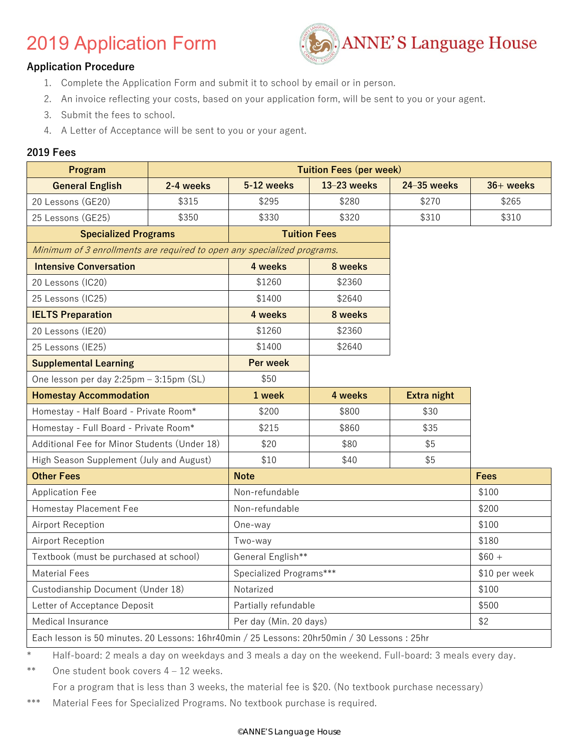# 2019 Application Form

ANNE'S Language House

## Application Procedure

1. Complete the Application Form and submit it to school by email or in person.
2. An invoice reflecting your costs, based on your application form, will be sent to you or your agent.
3. Submit the fees to school.
4. A Letter of Acceptance will be sent to you or your agent.

## 2019 Fees

| Program | Tuition Fees (per week) | | | | |
|---|---|---|---|---|---|
| **General English** | **2-4 weeks** | **5-12 weeks** | **13–23 weeks** | **24–35 weeks** | **36+ weeks** |
| 20 Lessons (GE20) | $315 | $295 | $280 | $270 | $265 |
| 25 Lessons (GE25) | $350 | $330 | $320 | $310 | $310 |

| Specialized Programs | Tuition Fees | |
|---|---|---|
| *Minimum of 3 enrollments are required to open any specialized programs.* | | |
| **Intensive Conversation** | **4 weeks** | **8 weeks** |
| 20 Lessons (IC20) | $1260 | $2360 |
| 25 Lessons (IC25) | $1400 | $2640 |
| **IELTS Preparation** | **4 weeks** | **8 weeks** |
| 20 Lessons (IE20) | $1260 | $2360 |
| 25 Lessons (IE25) | $1400 | $2640 |

| Supplemental Learning | Per week |
|---|---|
| One lesson per day 2:25pm – 3:15pm (SL) | $50 |

| Homestay Accommodation | 1 week | 4 weeks | Extra night |
|---|---|---|---|
| Homestay - Half Board - Private Room* | $200 | $800 | $30 |
| Homestay - Full Board - Private Room* | $215 | $860 | $35 |
| Additional Fee for Minor Students (Under 18) | $20 | $80 | $5 |
| High Season Supplement (July and August) | $10 | $40 | $5 |

| Other Fees | Note | Fees |
|---|---|---|
| Application Fee | Non-refundable | $100 |
| Homestay Placement Fee | Non-refundable | $200 |
| Airport Reception | One-way | $100 |
| Airport Reception | Two-way | $180 |
| Textbook (must be purchased at school) | General English** | $60 + |
| Material Fees | Specialized Programs*** | $10 per week |
| Custodianship Document (Under 18) | Notarized | $100 |
| Letter of Acceptance Deposit | Partially refundable | $500 |
| Medical Insurance | Per day (Min. 20 days) | $2 |
| Each lesson is 50 minutes. 20 Lessons: 16hr40min / 25 Lessons: 20hr50min / 30 Lessons : 25hr | | |

\* Half-board: 2 meals a day on weekdays and 3 meals a day on the weekend. Full-board: 3 meals every day.

\*\* One student book covers 4 – 12 weeks.
For a program that is less than 3 weeks, the material fee is $20. (No textbook purchase necessary)

\*\*\* Material Fees for Specialized Programs. No textbook purchase is required.

©ANNE'S Language House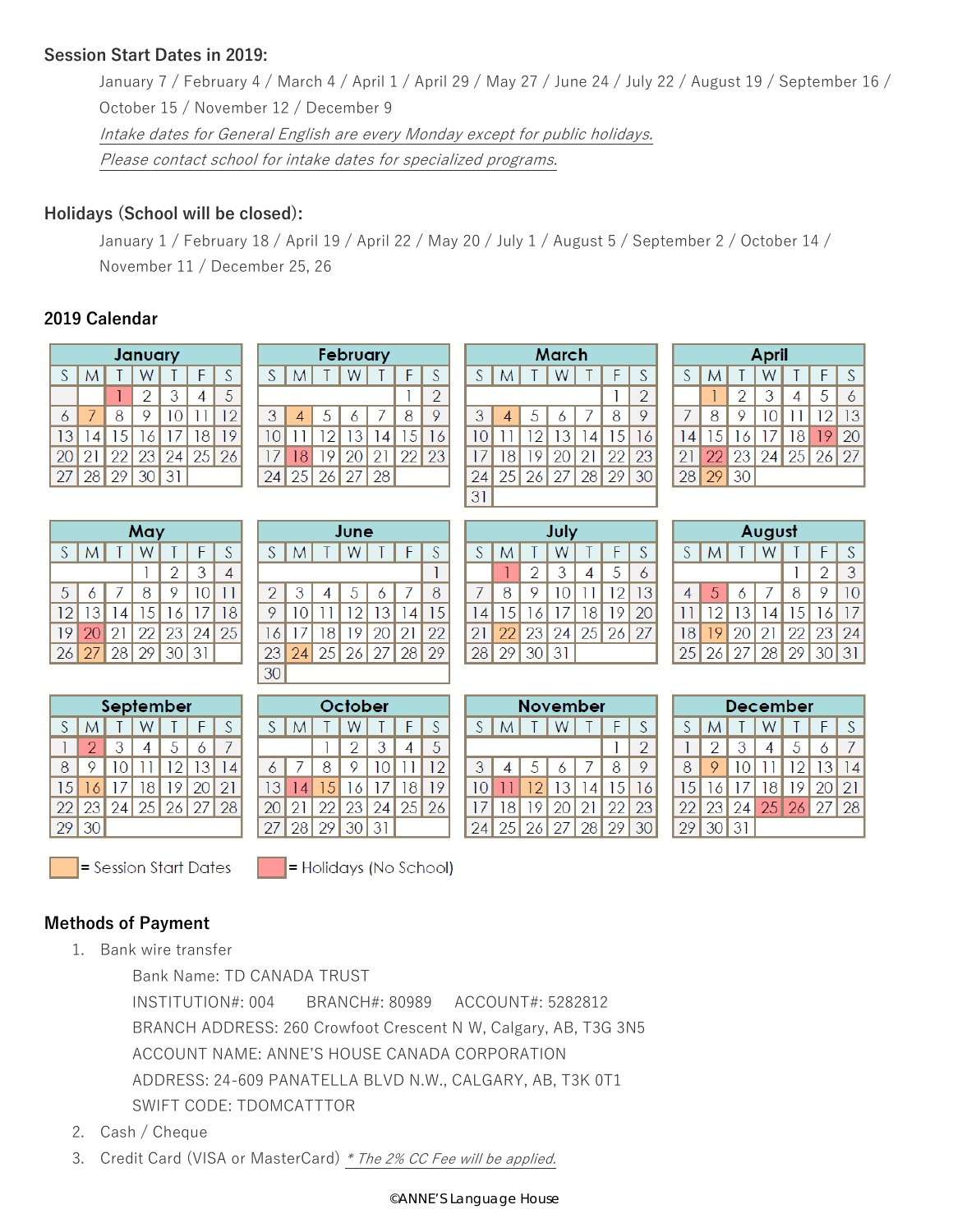**Session Start Dates in 2019:**

January 7 / February 4 / March 4 / April 1 / April 29 / May 27 / June 24 / July 22 / August 19 / September 16 / October 15 / November 12 / December 9

*Intake dates for General English are every Monday except for public holidays.*

*Please contact school for intake dates for specialized programs.*

**Holidays (School will be closed):**

January 1 / February 18 / April 19 / April 22 / May 20 / July 1 / August 5 / September 2 / October 14 / November 11 / December 25, 26

**2019 Calendar**

**January**

| S | M | T | W | T | F | S |
|---|---|---|---|---|---|---|
| | | 1 | 2 | 3 | 4 | 5 |
| 6 | 7 | 8 | 9 | 10 | 11 | 12 |
| 13 | 14 | 15 | 16 | 17 | 18 | 19 |
| 20 | 21 | 22 | 23 | 24 | 25 | 26 |
| 27 | 28 | 29 | 30 | 31 | | |

**February**

| S | M | T | W | T | F | S |
|---|---|---|---|---|---|---|
| | | | | | 1 | 2 |
| 3 | 4 | 5 | 6 | 7 | 8 | 9 |
| 10 | 11 | 12 | 13 | 14 | 15 | 16 |
| 17 | 18 | 19 | 20 | 21 | 22 | 23 |
| 24 | 25 | 26 | 27 | 28 | | |

**March**

| S | M | T | W | T | F | S |
|---|---|---|---|---|---|---|
| | | | | | 1 | 2 |
| 3 | 4 | 5 | 6 | 7 | 8 | 9 |
| 10 | 11 | 12 | 13 | 14 | 15 | 16 |
| 17 | 18 | 19 | 20 | 21 | 22 | 23 |
| 24 | 25 | 26 | 27 | 28 | 29 | 30 |
| 31 | | | | | | |

**April**

| S | M | T | W | T | F | S |
|---|---|---|---|---|---|---|
| | 1 | 2 | 3 | 4 | 5 | 6 |
| 7 | 8 | 9 | 10 | 11 | 12 | 13 |
| 14 | 15 | 16 | 17 | 18 | 19 | 20 |
| 21 | 22 | 23 | 24 | 25 | 26 | 27 |
| 28 | 29 | 30 | | | | |

**May**

| S | M | T | W | T | F | S |
|---|---|---|---|---|---|---|
| | | | 1 | 2 | 3 | 4 |
| 5 | 6 | 7 | 8 | 9 | 10 | 11 |
| 12 | 13 | 14 | 15 | 16 | 17 | 18 |
| 19 | 20 | 21 | 22 | 23 | 24 | 25 |
| 26 | 27 | 28 | 29 | 30 | 31 | |

**June**

| S | M | T | W | T | F | S |
|---|---|---|---|---|---|---|
| | | | | | | 1 |
| 2 | 3 | 4 | 5 | 6 | 7 | 8 |
| 9 | 10 | 11 | 12 | 13 | 14 | 15 |
| 16 | 17 | 18 | 19 | 20 | 21 | 22 |
| 23 | 24 | 25 | 26 | 27 | 28 | 29 |
| 30 | | | | | | |

**July**

| S | M | T | W | T | F | S |
|---|---|---|---|---|---|---|
| | 1 | 2 | 3 | 4 | 5 | 6 |
| 7 | 8 | 9 | 10 | 11 | 12 | 13 |
| 14 | 15 | 16 | 17 | 18 | 19 | 20 |
| 21 | 22 | 23 | 24 | 25 | 26 | 27 |
| 28 | 29 | 30 | 31 | | | |

**August**

| S | M | T | W | T | F | S |
|---|---|---|---|---|---|---|
| | | | | 1 | 2 | 3 |
| 4 | 5 | 6 | 7 | 8 | 9 | 10 |
| 11 | 12 | 13 | 14 | 15 | 16 | 17 |
| 18 | 19 | 20 | 21 | 22 | 23 | 24 |
| 25 | 26 | 27 | 28 | 29 | 30 | 31 |

**September**

| S | M | T | W | T | F | S |
|---|---|---|---|---|---|---|
| 1 | 2 | 3 | 4 | 5 | 6 | 7 |
| 8 | 9 | 10 | 11 | 12 | 13 | 14 |
| 15 | 16 | 17 | 18 | 19 | 20 | 21 |
| 22 | 23 | 24 | 25 | 26 | 27 | 28 |
| 29 | 30 | | | | | |

**October**

| S | M | T | W | T | F | S |
|---|---|---|---|---|---|---|
| | | 1 | 2 | 3 | 4 | 5 |
| 6 | 7 | 8 | 9 | 10 | 11 | 12 |
| 13 | 14 | 15 | 16 | 17 | 18 | 19 |
| 20 | 21 | 22 | 23 | 24 | 25 | 26 |
| 27 | 28 | 29 | 30 | 31 | | |

**November**

| S | M | T | W | T | F | S |
|---|---|---|---|---|---|---|
| | | | | | 1 | 2 |
| 3 | 4 | 5 | 6 | 7 | 8 | 9 |
| 10 | 11 | 12 | 13 | 14 | 15 | 16 |
| 17 | 18 | 19 | 20 | 21 | 22 | 23 |
| 24 | 25 | 26 | 27 | 28 | 29 | 30 |

**December**

| S | M | T | W | T | F | S |
|---|---|---|---|---|---|---|
| 1 | 2 | 3 | 4 | 5 | 6 | 7 |
| 8 | 9 | 10 | 11 | 12 | 13 | 14 |
| 15 | 16 | 17 | 18 | 19 | 20 | 21 |
| 22 | 23 | 24 | 25 | 26 | 27 | 28 |
| 29 | 30 | 31 | | | | |

= Session Start Dates    = Holidays (No School)

**Methods of Payment**

1. Bank wire transfer

   Bank Name: TD CANADA TRUST

   INSTITUTION#: 004    BRANCH#: 80989    ACCOUNT#: 5282812

   BRANCH ADDRESS: 260 Crowfoot Crescent N W, Calgary, AB, T3G 3N5

   ACCOUNT NAME: ANNE'S HOUSE CANADA CORPORATION

   ADDRESS: 24-609 PANATELLA BLVD N.W., CALGARY, AB, T3K 0T1

   SWIFT CODE: TDOMCATTTOR

2. Cash / Cheque
3. Credit Card (VISA or MasterCard) *\* The 2% CC Fee will be applied.*

©ANNE'S Language House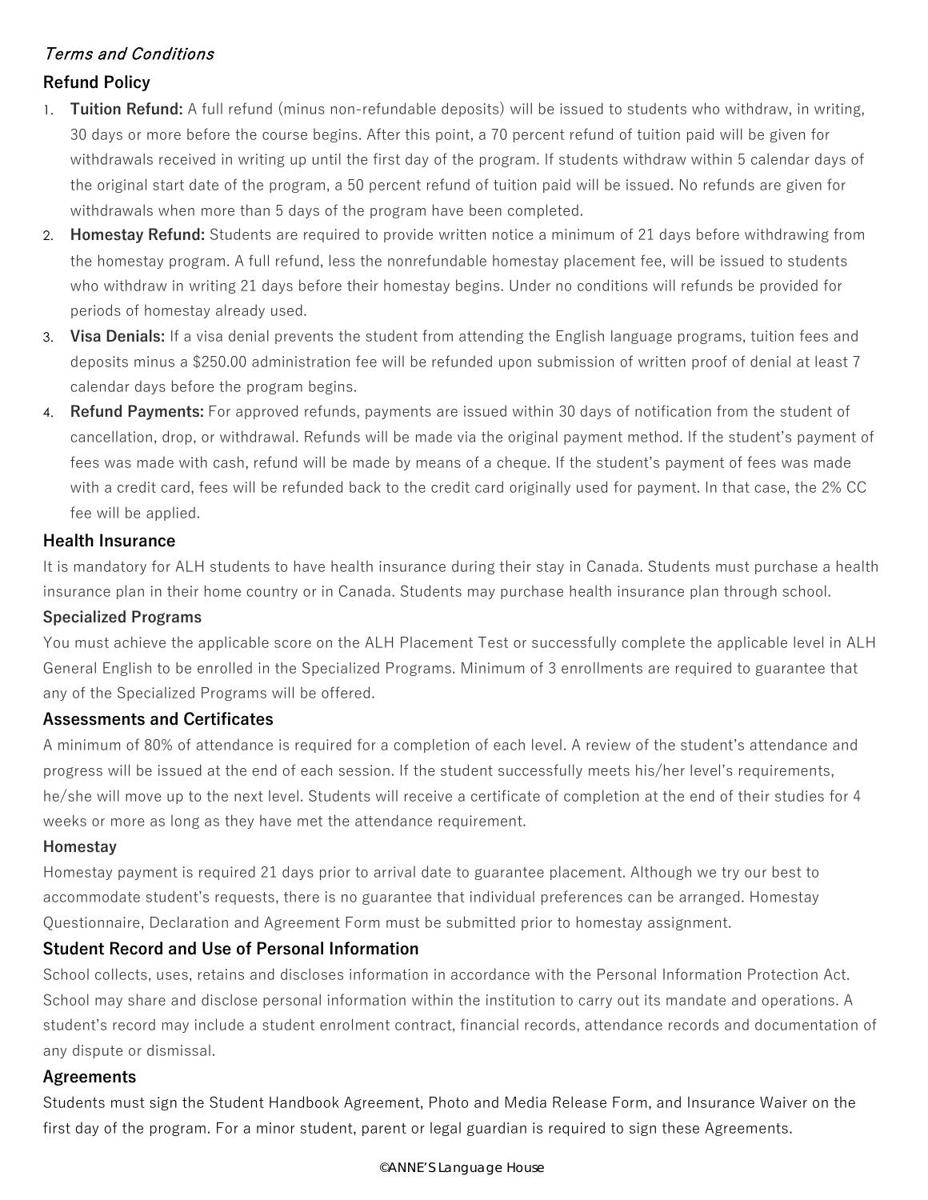*Terms and Conditions*

## Refund Policy

1. **Tuition Refund:** A full refund (minus non-refundable deposits) will be issued to students who withdraw, in writing, 30 days or more before the course begins. After this point, a 70 percent refund of tuition paid will be given for withdrawals received in writing up until the first day of the program. If students withdraw within 5 calendar days of the original start date of the program, a 50 percent refund of tuition paid will be issued. No refunds are given for withdrawals when more than 5 days of the program have been completed.
2. **Homestay Refund:** Students are required to provide written notice a minimum of 21 days before withdrawing from the homestay program. A full refund, less the nonrefundable homestay placement fee, will be issued to students who withdraw in writing 21 days before their homestay begins. Under no conditions will refunds be provided for periods of homestay already used.
3. **Visa Denials:** If a visa denial prevents the student from attending the English language programs, tuition fees and deposits minus a $250.00 administration fee will be refunded upon submission of written proof of denial at least 7 calendar days before the program begins.
4. **Refund Payments:** For approved refunds, payments are issued within 30 days of notification from the student of cancellation, drop, or withdrawal. Refunds will be made via the original payment method. If the student's payment of fees was made with cash, refund will be made by means of a cheque. If the student's payment of fees was made with a credit card, fees will be refunded back to the credit card originally used for payment. In that case, the 2% CC fee will be applied.

## Health Insurance

It is mandatory for ALH students to have health insurance during their stay in Canada. Students must purchase a health insurance plan in their home country or in Canada. Students may purchase health insurance plan through school.

### Specialized Programs

You must achieve the applicable score on the ALH Placement Test or successfully complete the applicable level in ALH General English to be enrolled in the Specialized Programs. Minimum of 3 enrollments are required to guarantee that any of the Specialized Programs will be offered.

## Assessments and Certificates

A minimum of 80% of attendance is required for a completion of each level. A review of the student's attendance and progress will be issued at the end of each session. If the student successfully meets his/her level's requirements, he/she will move up to the next level. Students will receive a certificate of completion at the end of their studies for 4 weeks or more as long as they have met the attendance requirement.

### Homestay

Homestay payment is required 21 days prior to arrival date to guarantee placement. Although we try our best to accommodate student's requests, there is no guarantee that individual preferences can be arranged. Homestay Questionnaire, Declaration and Agreement Form must be submitted prior to homestay assignment.

## Student Record and Use of Personal Information

School collects, uses, retains and discloses information in accordance with the Personal Information Protection Act. School may share and disclose personal information within the institution to carry out its mandate and operations. A student's record may include a student enrolment contract, financial records, attendance records and documentation of any dispute or dismissal.

## Agreements

Students must sign the Student Handbook Agreement, Photo and Media Release Form, and Insurance Waiver on the first day of the program. For a minor student, parent or legal guardian is required to sign these Agreements.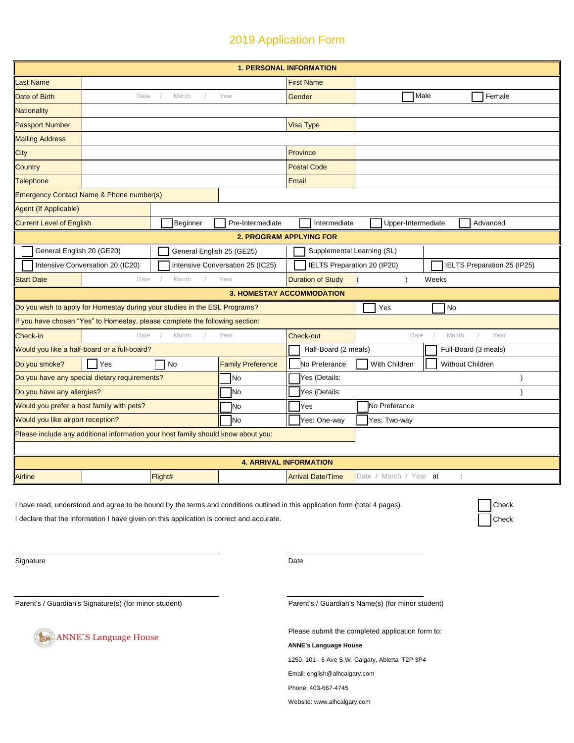# 2019 Application Form

| | | | |
|---|---|---|---|
| **1. PERSONAL INFORMATION** | | | |
| Last Name | | First Name | |
| Date of Birth | Date / Month / Year | Gender | ☐ Male ☐ Female |
| Nationality | | | |
| Passport Number | | Visa Type | |
| Mailing Address | | | |
| City | | Province | |
| Country | | Postal Code | |
| Telephone | | Email | |
| Emergency Contact Name & Phone number(s) | | | |
| Agent (If Applicable) | | | |
| Current Level of English | ☐ Beginner ☐ Pre-Intermediate | ☐ Intermediate ☐ Upper-Intermediate | ☐ Advanced |
| **2. PROGRAM APPLYING FOR** | | | |
| ☐ General English 20 (GE20) | ☐ General English 25 (GE25) | ☐ Supplemental Learning (SL) | |
| ☐ Intensive Conversation 20 (IC20) | ☐ Intensive Conversation 25 (IC25) | ☐ IELTS Preparation 20 (IP20) | ☐ IELTS Preparation 25 (IP25) |
| Start Date | Date / Month / Year | Duration of Study | ( ) Weeks |
| **3. HOMESTAY ACCOMMODATION** | | | |
| Do you wish to apply for Homestay during your studies in the ESL Programs? | | | ☐ Yes ☐ No |
| If you have chosen "Yes" to Homestay, please complete the following section: | | | |
| Check-in | Date / Month / Year | Check-out | Date / Month / Year |
| Would you like a half-board or a full-board? | | ☐ Half-Board (2 meals) | ☐ Full-Board (3 meals) |
| Do you smoke? ☐ Yes ☐ No | Family Preference | ☐ No Preferance ☐ With Children | ☐ Without Children |
| Do you have any special dietary requirements? | ☐ No | ☐ Yes (Details: ) | |
| Do you have any allergies? | ☐ No | ☐ Yes (Details: ) | |
| Would you prefer a host family with pets? | ☐ No | ☐ Yes | ☐ No Preferance |
| Would you like airport reception? | ☐ No | ☐ Yes: One-way | ☐ Yes: Two-way |
| Please include any additional information your host family should know about you: | | | |
| **4. ARRIVAL INFORMATION** | | | |
| Airline | Flight# | Arrival Date/Time | Date / Month / Year at : |

I have read, understood and agree to be bound by the terms and conditions outlined in this application form (total 4 pages). ☐ Check

I declare that the information I have given on this application is correct and accurate. ☐ Check

Signature ____________________ Date ____________________

Parent's / Guardian's Signature(s) (for minor student) ____________________

Parent's / Guardian's Name(s) (for minor student) ____________________

ANNE'S Language House

Please submit the completed application form to:

**ANNE's Language House**

1250, 101 - 6 Ave S.W. Calgary, Ablerta T2P 3P4

Email: english@alhcalgary.com

Phone: 403-667-4745

Website: www.alhcalgary.com